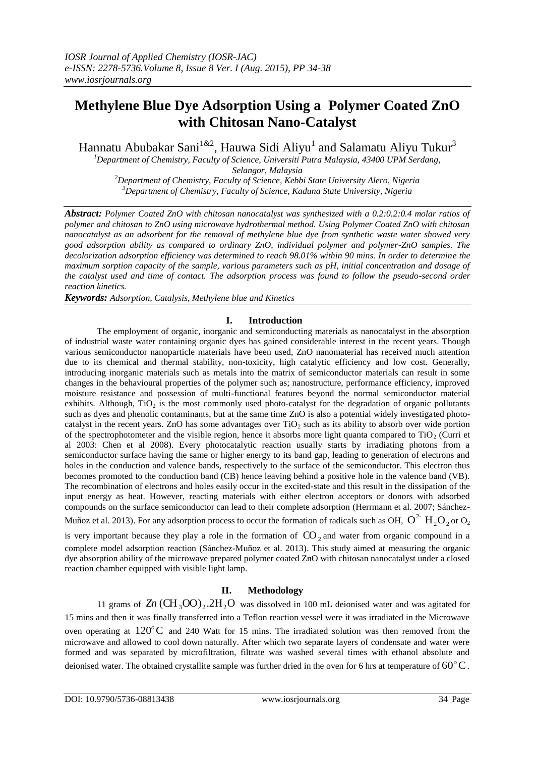# Methylene Blue Dye Adsorption Using a Polymer Coated ZnO with Chitosan Nano-Catalyst

Hannatu Abubakar Sani[1&2], Hauwa Sidi Aliyu[1] and Salamatu Aliyu Tukur[3]

[1]*Department of Chemistry, Faculty of Science, Universiti Putra Malaysia, 43400 UPM Serdang, Selangor, Malaysia*
[2]*Department of Chemistry, Faculty of Science, Kebbi State University Alero, Nigeria*
[3]*Department of Chemistry, Faculty of Science, Kaduna State University, Nigeria*

***Abstract:*** *Polymer Coated ZnO with chitosan nanocatalyst was synthesized with a 0.2:0.2:0.4 molar ratios of polymer and chitosan to ZnO using microwave hydrothermal method. Using Polymer Coated ZnO with chitosan nanocatalyst as an adsorbent for the removal of methylene blue dye from synthetic waste water showed very good adsorption ability as compared to ordinary ZnO, individual polymer and polymer-ZnO samples. The decolorization adsorption efficiency was determined to reach 98.01% within 90 mins. In order to determine the maximum sorption capacity of the sample, various parameters such as pH, initial concentration and dosage of the catalyst used and time of contact. The adsorption process was found to follow the pseudo-second order reaction kinetics.*

***Keywords:*** *Adsorption, Catalysis, Methylene blue and Kinetics*

## I. Introduction

The employment of organic, inorganic and semiconducting materials as nanocatalyst in the absorption of industrial waste water containing organic dyes has gained considerable interest in the recent years. Though various semiconductor nanoparticle materials have been used, ZnO nanomaterial has received much attention due to its chemical and thermal stability, non-toxicity, high catalytic efficiency and low cost. Generally, introducing inorganic materials such as metals into the matrix of semiconductor materials can result in some changes in the behavioural properties of the polymer such as; nanostructure, performance efficiency, improved moisture resistance and possession of multi-functional features beyond the normal semiconductor material exhibits. Although, $TiO_2$ is the most commonly used photo-catalyst for the degradation of organic pollutants such as dyes and phenolic contaminants, but at the same time ZnO is also a potential widely investigated photo-catalyst in the recent years. ZnO has some advantages over $TiO_2$ such as its ability to absorb over wide portion of the spectrophotometer and the visible region, hence it absorbs more light quanta compared to $TiO_2$ (Curri et al 2003: Chen et al 2008). Every photocatalytic reaction usually starts by irradiating photons from a semiconductor surface having the same or higher energy to its band gap, leading to generation of electrons and holes in the conduction and valence bands, respectively to the surface of the semiconductor. This electron thus becomes promoted to the conduction band (CB) hence leaving behind a positive hole in the valence band (VB). The recombination of electrons and holes easily occur in the excited-state and this result in the dissipation of the input energy as heat. However, reacting materials with either electron acceptors or donors with adsorbed compounds on the surface semiconductor can lead to their complete adsorption (Herrmann et al. 2007; Sánchez-Muñoz et al. 2013). For any adsorption process to occur the formation of radicals such as OH, $O^{2-}$ $H_2O_2$ or $O_2$ is very important because they play a role in the formation of $CO_2$ and water from organic compound in a complete model adsorption reaction (Sánchez-Muñoz et al. 2013). This study aimed at measuring the organic dye absorption ability of the microwave prepared polymer coated ZnO with chitosan nanocatalyst under a closed reaction chamber equipped with visible light lamp.

## II. Methodology

11 grams of $Zn(CH_3OO)_2.2H_2O$ was dissolved in 100 mL deionised water and was agitated for 15 mins and then it was finally transferred into a Teflon reaction vessel were it was irradiated in the Microwave oven operating at $120^oC$ and 240 Watt for 15 mins. The irradiated solution was then removed from the microwave and allowed to cool down naturally. After which two separate layers of condensate and water were formed and was separated by microfiltration, filtrate was washed several times with ethanol absolute and deionised water. The obtained crystallite sample was further dried in the oven for 6 hrs at temperature of $60^oC$.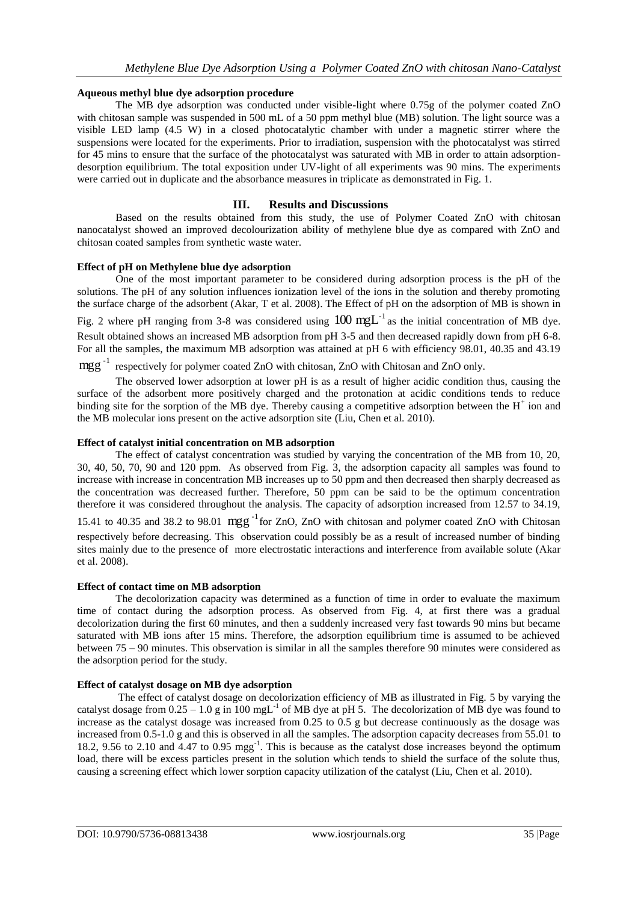**Aqueous methyl blue dye adsorption procedure**

The MB dye adsorption was conducted under visible-light where 0.75g of the polymer coated ZnO with chitosan sample was suspended in 500 mL of a 50 ppm methyl blue (MB) solution. The light source was a visible LED lamp (4.5 W) in a closed photocatalytic chamber with under a magnetic stirrer where the suspensions were located for the experiments. Prior to irradiation, suspension with the photocatalyst was stirred for 45 mins to ensure that the surface of the photocatalyst was saturated with MB in order to attain adsorption-desorption equilibrium. The total exposition under UV-light of all experiments was 90 mins. The experiments were carried out in duplicate and the absorbance measures in triplicate as demonstrated in Fig. 1.

## III. Results and Discussions

Based on the results obtained from this study, the use of Polymer Coated ZnO with chitosan nanocatalyst showed an improved decolourization ability of methylene blue dye as compared with ZnO and chitosan coated samples from synthetic waste water.

**Effect of pH on Methylene blue dye adsorption**

One of the most important parameter to be considered during adsorption process is the pH of the solutions. The pH of any solution influences ionization level of the ions in the solution and thereby promoting the surface charge of the adsorbent (Akar, T et al. 2008). The Effect of pH on the adsorption of MB is shown in Fig. 2 where pH ranging from 3-8 was considered using $100\ \text{mgL}^{-1}$ as the initial concentration of MB dye. Result obtained shows an increased MB adsorption from pH 3-5 and then decreased rapidly down from pH 6-8. For all the samples, the maximum MB adsorption was attained at pH 6 with efficiency 98.01, 40.35 and 43.19 $\text{mgg}^{-1}$ respectively for polymer coated ZnO with chitosan, ZnO with Chitosan and ZnO only.

The observed lower adsorption at lower pH is as a result of higher acidic condition thus, causing the surface of the adsorbent more positively charged and the protonation at acidic conditions tends to reduce binding site for the sorption of the MB dye. Thereby causing a competitive adsorption between the $H^+$ ion and the MB molecular ions present on the active adsorption site (Liu, Chen et al. 2010).

**Effect of catalyst initial concentration on MB adsorption**

The effect of catalyst concentration was studied by varying the concentration of the MB from 10, 20, 30, 40, 50, 70, 90 and 120 ppm. As observed from Fig. 3, the adsorption capacity all samples was found to increase with increase in concentration MB increases up to 50 ppm and then decreased then sharply decreased as the concentration was decreased further. Therefore, 50 ppm can be said to be the optimum concentration therefore it was considered throughout the analysis. The capacity of adsorption increased from 12.57 to 34.19, 15.41 to 40.35 and 38.2 to 98.01 $\text{mgg}^{-1}$ for ZnO, ZnO with chitosan and polymer coated ZnO with Chitosan respectively before decreasing. This observation could possibly be as a result of increased number of binding sites mainly due to the presence of more electrostatic interactions and interference from available solute (Akar et al. 2008).

**Effect of contact time on MB adsorption**

The decolorization capacity was determined as a function of time in order to evaluate the maximum time of contact during the adsorption process. As observed from Fig. 4, at first there was a gradual decolorization during the first 60 minutes, and then a suddenly increased very fast towards 90 mins but became saturated with MB ions after 15 mins. Therefore, the adsorption equilibrium time is assumed to be achieved between 75 – 90 minutes. This observation is similar in all the samples therefore 90 minutes were considered as the adsorption period for the study.

**Effect of catalyst dosage on MB dye adsorption**

The effect of catalyst dosage on decolorization efficiency of MB as illustrated in Fig. 5 by varying the catalyst dosage from 0.25 – 1.0 g in 100 $\text{mgL}^{-1}$ of MB dye at pH 5. The decolorization of MB dye was found to increase as the catalyst dosage was increased from 0.25 to 0.5 g but decrease continuously as the dosage was increased from 0.5-1.0 g and this is observed in all the samples. The adsorption capacity decreases from 55.01 to 18.2, 9.56 to 2.10 and 4.47 to 0.95 $\text{mgg}^{-1}$. This is because as the catalyst dose increases beyond the optimum load, there will be excess particles present in the solution which tends to shield the surface of the solute thus, causing a screening effect which lower sorption capacity utilization of the catalyst (Liu, Chen et al. 2010).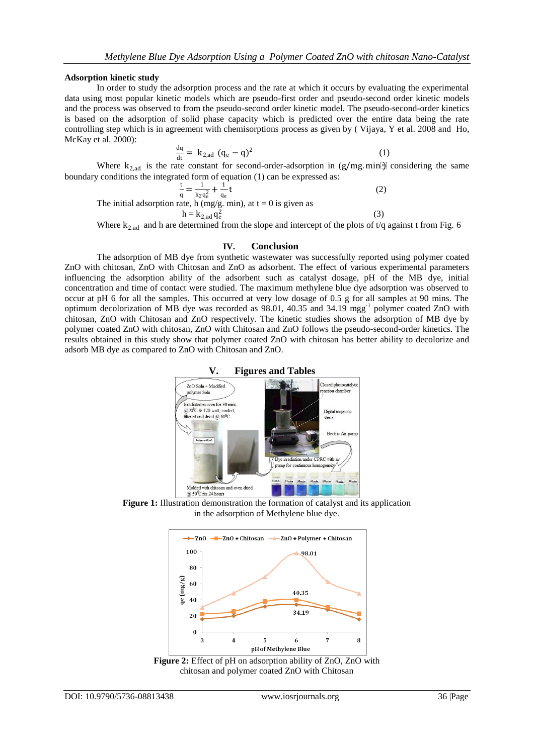### Adsorption kinetic study

In order to study the adsorption process and the rate at which it occurs by evaluating the experimental data using most popular kinetic models which are pseudo-first order and pseudo-second order kinetic models and the process was observed to from the pseudo-second order kinetic model. The pseudo-second-order kinetics is based on the adsorption of solid phase capacity which is predicted over the entire data being the rate controlling step which is in agreement with chemisorptions process as given by ( Vijaya, Y et al. 2008 and Ho, McKay et al. 2000):

$$\frac{dq}{dt} = k_{2,ad}\,(q_e - q)^2 \tag{1}$$

Where $k_{2,ad}$ is the rate constant for second-order-adsorption in (g/mg.min) considering the same boundary conditions the integrated form of equation (1) can be expressed as:

$$\frac{t}{q} = \frac{1}{k_2 q_e^2} + \frac{1}{q_e}t \tag{2}$$

The initial adsorption rate, h (mg/g. min), at t = 0 is given as

$$h = k_{2,ad}\,q_e^2 \tag{3}$$

Where $k_{2,ad}$ and h are determined from the slope and intercept of the plots of t/q against t from Fig. 6

## IV. Conclusion

The adsorption of MB dye from synthetic wastewater was successfully reported using polymer coated ZnO with chitosan, ZnO with Chitosan and ZnO as adsorbent. The effect of various experimental parameters influencing the adsorption ability of the adsorbent such as catalyst dosage, pH of the MB dye, initial concentration and time of contact were studied. The maximum methylene blue dye adsorption was observed to occur at pH 6 for all the samples. This occurred at very low dosage of 0.5 g for all samples at 90 mins. The optimum decolorization of MB dye was recorded as 98.01, 40.35 and 34.19 $mgg^{-1}$ polymer coated ZnO with chitosan, ZnO with Chitosan and ZnO respectively. The kinetic studies shows the adsorption of MB dye by polymer coated ZnO with chitosan, ZnO with Chitosan and ZnO follows the pseudo-second-order kinetics. The results obtained in this study show that polymer coated ZnO with chitosan has better ability to decolorize and adsorb MB dye as compared to ZnO with Chitosan and ZnO.

## V. Figures and Tables

**Figure 1:** Illustration demonstration the formation of catalyst and its application in the adsorption of Methylene blue dye.

**Figure 2:** Effect of pH on adsorption ability of ZnO, ZnO with chitosan and polymer coated ZnO with Chitosan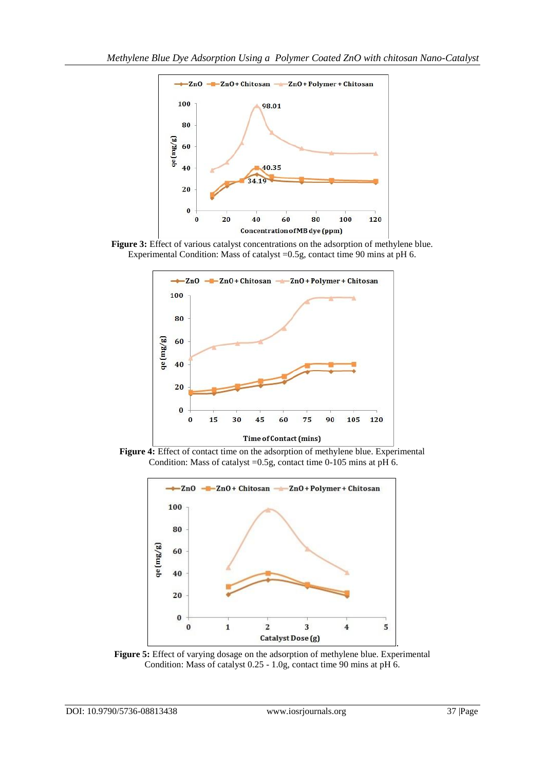**Figure 3:** Effect of various catalyst concentrations on the adsorption of methylene blue. Experimental Condition: Mass of catalyst =0.5g, contact time 90 mins at pH 6.

**Figure 4:** Effect of contact time on the adsorption of methylene blue. Experimental Condition: Mass of catalyst =0.5g, contact time 0-105 mins at pH 6.

**Figure 5:** Effect of varying dosage on the adsorption of methylene blue. Experimental Condition: Mass of catalyst 0.25 - 1.0g, contact time 90 mins at pH 6.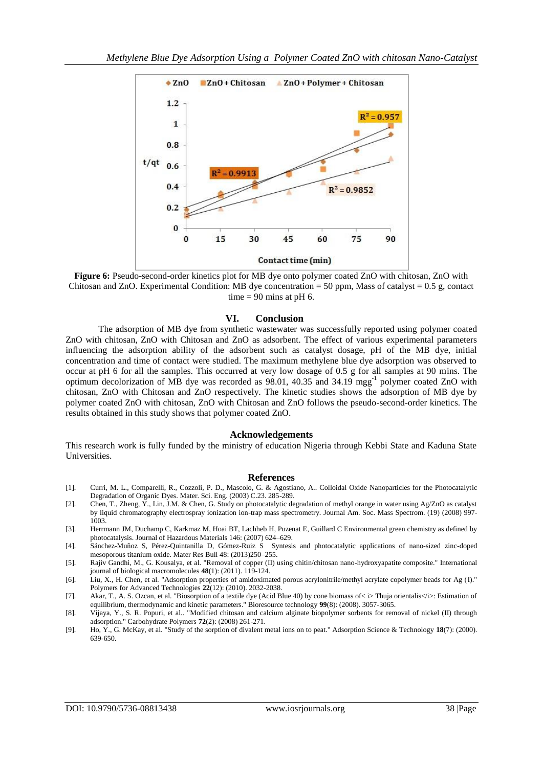ZnO   ZnO + Chitosan   ZnO + Polymer + Chitosan

t/qt

1.2
1
0.8
0.6
0.4
0.2
0

0   15   30   45   60   75   90

Contact time (min)

$R^2 = 0.957$

$R^2 = 0.9913$

$R^2 = 0.9852$

**Figure 6:** Pseudo-second-order kinetics plot for MB dye onto polymer coated ZnO with chitosan, ZnO with Chitosan and ZnO. Experimental Condition: MB dye concentration = 50 ppm, Mass of catalyst = 0.5 g, contact time = 90 mins at pH 6.

## VI. Conclusion

The adsorption of MB dye from synthetic wastewater was successfully reported using polymer coated ZnO with chitosan, ZnO with Chitosan and ZnO as adsorbent. The effect of various experimental parameters influencing the adsorption ability of the adsorbent such as catalyst dosage, pH of the MB dye, initial concentration and time of contact were studied. The maximum methylene blue dye adsorption was observed to occur at pH 6 for all the samples. This occurred at very low dosage of 0.5 g for all samples at 90 mins. The optimum decolorization of MB dye was recorded as 98.01, 40.35 and 34.19 $mgg^{-1}$ polymer coated ZnO with chitosan, ZnO with Chitosan and ZnO respectively. The kinetic studies shows the adsorption of MB dye by polymer coated ZnO with chitosan, ZnO with Chitosan and ZnO follows the pseudo-second-order kinetics. The results obtained in this study shows that polymer coated ZnO.

## Acknowledgements

This research work is fully funded by the ministry of education Nigeria through Kebbi State and Kaduna State Universities.

## References

[1]. Curri, M. L., Comparelli, R., Cozzoli, P. D., Mascolo, G. & Agostiano, A.. Colloidal Oxide Nanoparticles for the Photocatalytic Degradation of Organic Dyes. Mater. Sci. Eng. (2003) C.23. 285-289.

[2]. Chen, T., Zheng, Y., Lin, J.M. & Chen, G. Study on photocatalytic degradation of methyl orange in water using Ag/ZnO as catalyst by liquid chromatography electrospray ionization ion-trap mass spectrometry. Journal Am. Soc. Mass Spectrom. (19) (2008) 997-1003.

[3]. Herrmann JM, Duchamp C, Karkmaz M, Hoai BT, Lachheb H, Puzenat E, Guillard C Environmental green chemistry as defined by photocatalysis. Journal of Hazardous Materials 146: (2007) 624–629.

[4]. Sánchez-Muñoz S, Pérez-Quintanilla D, Gómez-Ruiz S Syntesis and photocatalytic applications of nano-sized zinc-doped mesoporous titanium oxide. Mater Res Bull 48: (2013)250–255.

[5]. Rajiv Gandhi, M., G. Kousalya, et al. "Removal of copper (II) using chitin/chitosan nano-hydroxyapatite composite." International journal of biological macromolecules **48**(1): (2011). 119-124.

[6]. Liu, X., H. Chen, et al. "Adsorption properties of amidoximated porous acrylonitrile/methyl acrylate copolymer beads for Ag (I)." Polymers for Advanced Technologies **22**(12): (2010). 2032-2038.

[7]. Akar, T., A. S. Ozcan, et al. "Biosorption of a textile dye (Acid Blue 40) by cone biomass of< i> Thuja orientalis</i>: Estimation of equilibrium, thermodynamic and kinetic parameters." Bioresource technology **99**(8): (2008). 3057-3065.

[8]. Vijaya, Y., S. R. Popuri, et al.. "Modified chitosan and calcium alginate biopolymer sorbents for removal of nickel (II) through adsorption." Carbohydrate Polymers **72**(2): (2008) 261-271.

[9]. Ho, Y., G. McKay, et al. "Study of the sorption of divalent metal ions on to peat." Adsorption Science & Technology **18**(7): (2000). 639-650.